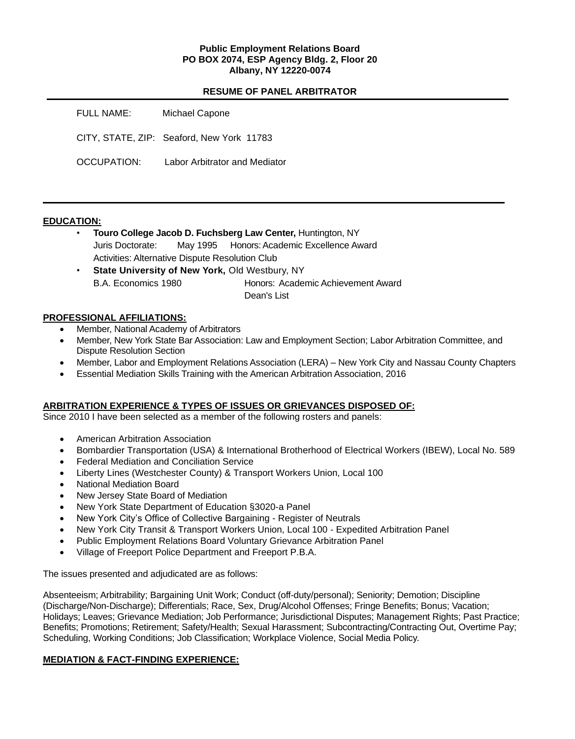**Public Employment Relations Board**
**PO BOX 2074, ESP Agency Bldg. 2, Floor 20**
**Albany, NY 12220-0074**

**RESUME OF PANEL ARBITRATOR**

FULL NAME: Michael Capone

CITY, STATE, ZIP: Seaford, New York 11783

OCCUPATION: Labor Arbitrator and Mediator

---

## EDUCATION:

- **Touro College Jacob D. Fuchsberg Law Center,** Huntington, NY
  Juris Doctorate: May 1995 Honors: Academic Excellence Award
  Activities: Alternative Dispute Resolution Club
- **State University of New York,** Old Westbury, NY
  B.A. Economics 1980 Honors: Academic Achievement Award
  Dean's List

## PROFESSIONAL AFFILIATIONS:

- Member, National Academy of Arbitrators
- Member, New York State Bar Association: Law and Employment Section; Labor Arbitration Committee, and Dispute Resolution Section
- Member, Labor and Employment Relations Association (LERA) – New York City and Nassau County Chapters
- Essential Mediation Skills Training with the American Arbitration Association, 2016

## ARBITRATION EXPERIENCE & TYPES OF ISSUES OR GRIEVANCES DISPOSED OF:

Since 2010 I have been selected as a member of the following rosters and panels:

- American Arbitration Association
- Bombardier Transportation (USA) & International Brotherhood of Electrical Workers (IBEW), Local No. 589
- Federal Mediation and Conciliation Service
- Liberty Lines (Westchester County) & Transport Workers Union, Local 100
- National Mediation Board
- New Jersey State Board of Mediation
- New York State Department of Education §3020-a Panel
- New York City's Office of Collective Bargaining - Register of Neutrals
- New York City Transit & Transport Workers Union, Local 100 - Expedited Arbitration Panel
- Public Employment Relations Board Voluntary Grievance Arbitration Panel
- Village of Freeport Police Department and Freeport P.B.A.

The issues presented and adjudicated are as follows:

Absenteeism; Arbitrability; Bargaining Unit Work; Conduct (off-duty/personal); Seniority; Demotion; Discipline (Discharge/Non-Discharge); Differentials; Race, Sex, Drug/Alcohol Offenses; Fringe Benefits; Bonus; Vacation; Holidays; Leaves; Grievance Mediation; Job Performance; Jurisdictional Disputes; Management Rights; Past Practice; Benefits; Promotions; Retirement; Safety/Health; Sexual Harassment; Subcontracting/Contracting Out, Overtime Pay; Scheduling, Working Conditions; Job Classification; Workplace Violence, Social Media Policy.

## MEDIATION & FACT-FINDING EXPERIENCE: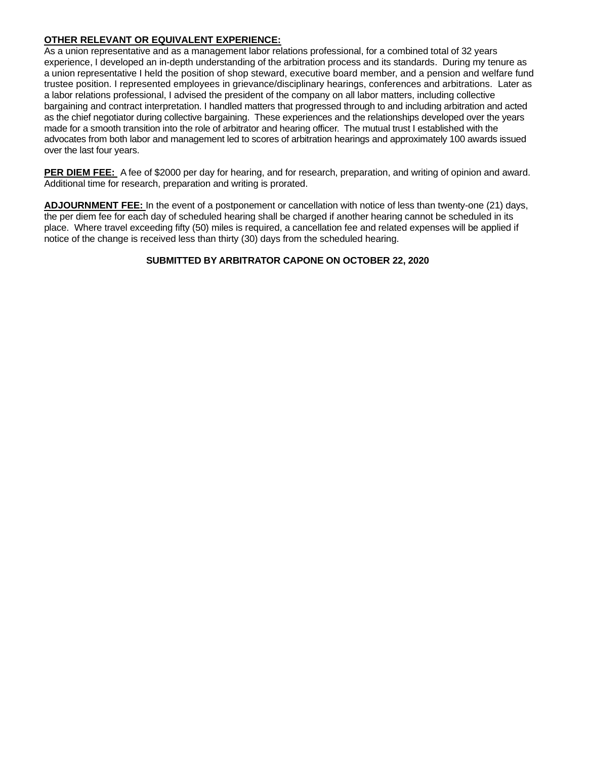**OTHER RELEVANT OR EQUIVALENT EXPERIENCE:**
As a union representative and as a management labor relations professional, for a combined total of 32 years experience, I developed an in-depth understanding of the arbitration process and its standards. During my tenure as a union representative I held the position of shop steward, executive board member, and a pension and welfare fund trustee position. I represented employees in grievance/disciplinary hearings, conferences and arbitrations. Later as a labor relations professional, I advised the president of the company on all labor matters, including collective bargaining and contract interpretation. I handled matters that progressed through to and including arbitration and acted as the chief negotiator during collective bargaining. These experiences and the relationships developed over the years made for a smooth transition into the role of arbitrator and hearing officer. The mutual trust I established with the advocates from both labor and management led to scores of arbitration hearings and approximately 100 awards issued over the last four years.

**PER DIEM FEE:** A fee of $2000 per day for hearing, and for research, preparation, and writing of opinion and award. Additional time for research, preparation and writing is prorated.

**ADJOURNMENT FEE:** In the event of a postponement or cancellation with notice of less than twenty-one (21) days, the per diem fee for each day of scheduled hearing shall be charged if another hearing cannot be scheduled in its place. Where travel exceeding fifty (50) miles is required, a cancellation fee and related expenses will be applied if notice of the change is received less than thirty (30) days from the scheduled hearing.

**SUBMITTED BY ARBITRATOR CAPONE ON OCTOBER 22, 2020**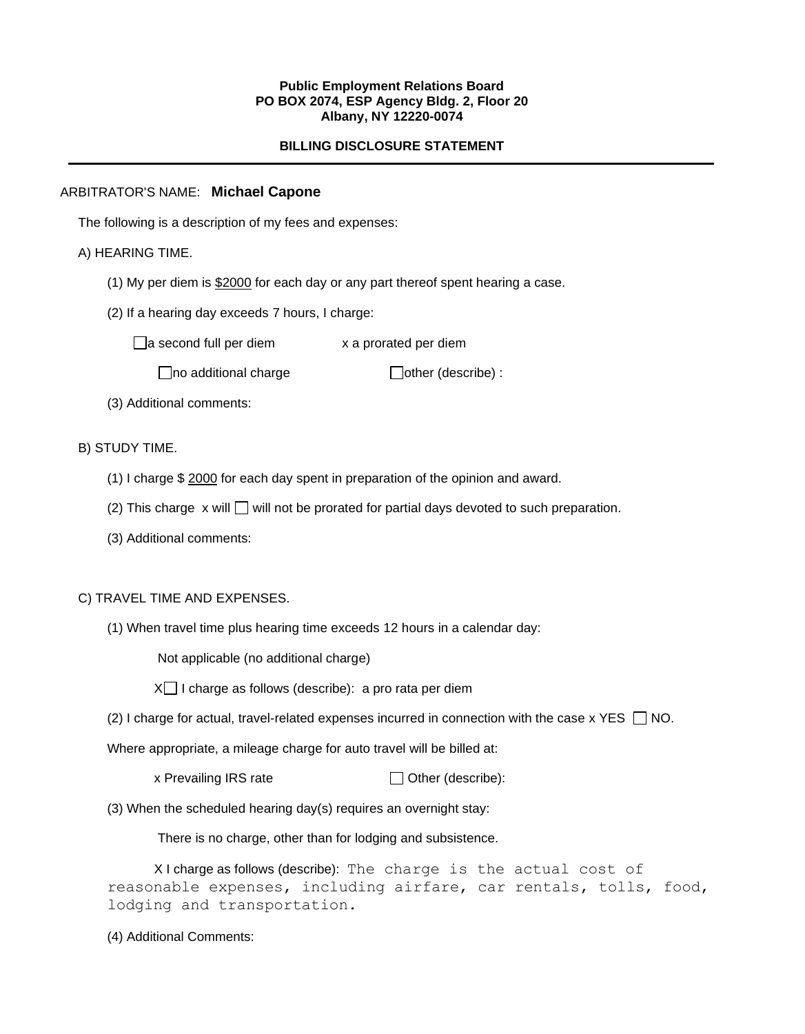**Public Employment Relations Board**
**PO BOX 2074, ESP Agency Bldg. 2, Floor 20**
**Albany, NY 12220-0074**

**BILLING DISCLOSURE STATEMENT**

---

ARBITRATOR'S NAME: **Michael Capone**

The following is a description of my fees and expenses:

A) HEARING TIME.

(1) My per diem is $2000 for each day or any part thereof spent hearing a case.

(2) If a hearing day exceeds 7 hours, I charge:

☐ a second full per diem x a prorated per diem

☐ no additional charge ☐ other (describe) :

(3) Additional comments:

B) STUDY TIME.

(1) I charge $ 2000 for each day spent in preparation of the opinion and award.

(2) This charge x will ☐ will not be prorated for partial days devoted to such preparation.

(3) Additional comments:

C) TRAVEL TIME AND EXPENSES.

(1) When travel time plus hearing time exceeds 12 hours in a calendar day:

Not applicable (no additional charge)

X☐ I charge as follows (describe): a pro rata per diem

(2) I charge for actual, travel-related expenses incurred in connection with the case x YES ☐ NO.

Where appropriate, a mileage charge for auto travel will be billed at:

x Prevailing IRS rate ☐ Other (describe):

(3) When the scheduled hearing day(s) requires an overnight stay:

There is no charge, other than for lodging and subsistence.

X I charge as follows (describe): The charge is the actual cost of reasonable expenses, including airfare, car rentals, tolls, food, lodging and transportation.

(4) Additional Comments: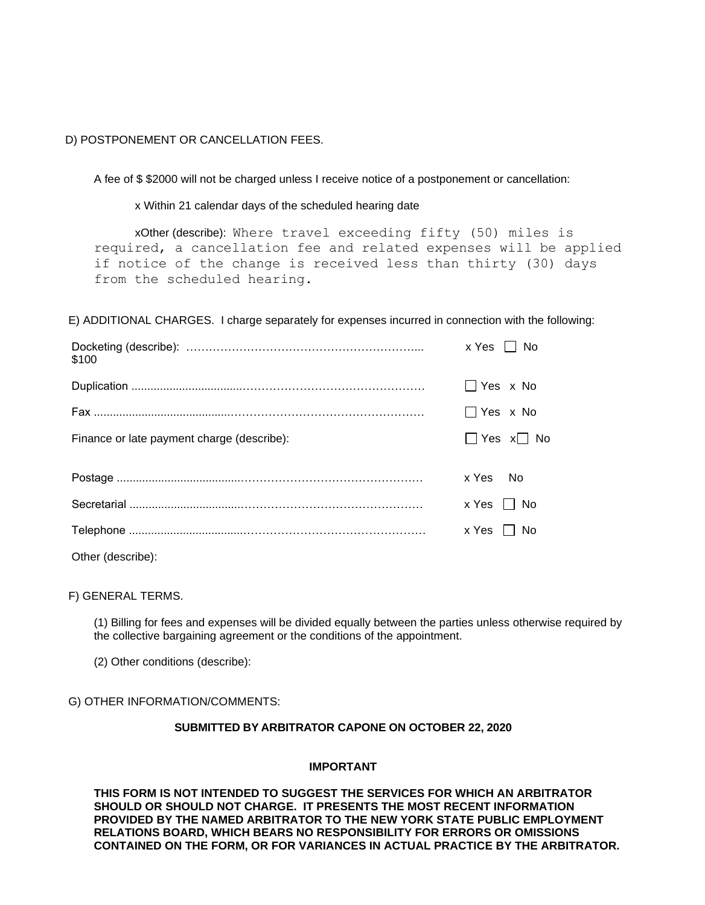D) POSTPONEMENT OR CANCELLATION FEES.

A fee of $ $2000 will not be charged unless I receive notice of a postponement or cancellation:

x Within 21 calendar days of the scheduled hearing date

xOther (describe): Where travel exceeding fifty (50) miles is required, a cancellation fee and related expenses will be applied if notice of the change is received less than thirty (30) days from the scheduled hearing.

E) ADDITIONAL CHARGES. I charge separately for expenses incurred in connection with the following:

| | |
|---|---|
| Docketing (describe): ……………………………………………………... $100 | x Yes ☐ No |
| Duplication ……………………………………………………………… | ☐ Yes x No |
| Fax ……………………………………………………………………… | ☐ Yes x No |
| Finance or late payment charge (describe): | ☐ Yes x☐ No |
| Postage ………………………………………………………………… | x Yes No |
| Secretarial ……………………………………………………………… | x Yes ☐ No |
| Telephone ……………………………………………………………… | x Yes ☐ No |
| Other (describe): | |

F) GENERAL TERMS.

(1) Billing for fees and expenses will be divided equally between the parties unless otherwise required by the collective bargaining agreement or the conditions of the appointment.

(2) Other conditions (describe):

G) OTHER INFORMATION/COMMENTS:

**SUBMITTED BY ARBITRATOR CAPONE ON OCTOBER 22, 2020**

**IMPORTANT**

**THIS FORM IS NOT INTENDED TO SUGGEST THE SERVICES FOR WHICH AN ARBITRATOR SHOULD OR SHOULD NOT CHARGE. IT PRESENTS THE MOST RECENT INFORMATION PROVIDED BY THE NAMED ARBITRATOR TO THE NEW YORK STATE PUBLIC EMPLOYMENT RELATIONS BOARD, WHICH BEARS NO RESPONSIBILITY FOR ERRORS OR OMISSIONS CONTAINED ON THE FORM, OR FOR VARIANCES IN ACTUAL PRACTICE BY THE ARBITRATOR.**